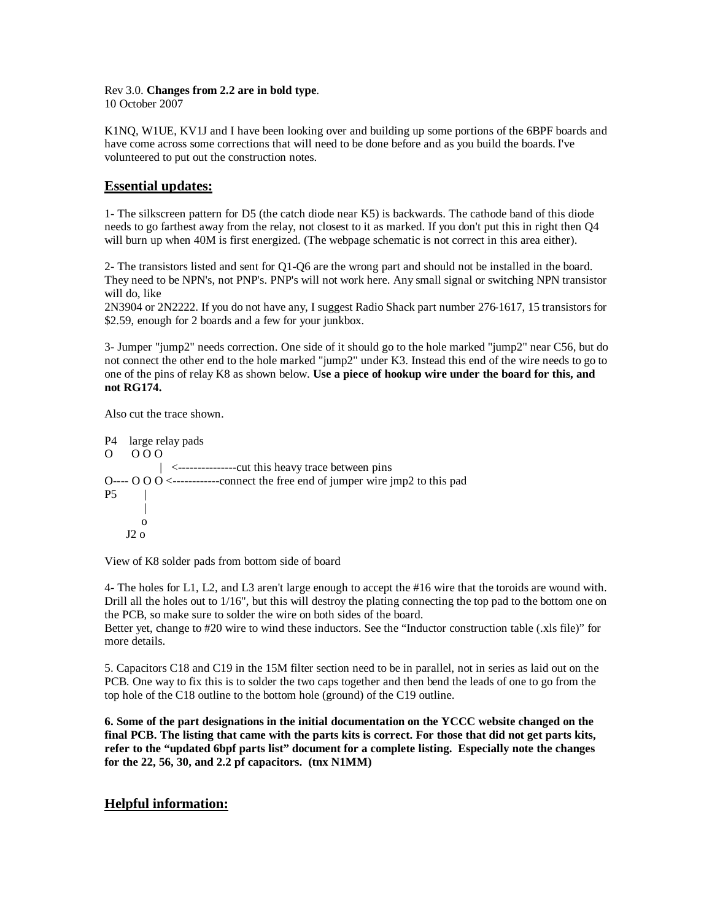Rev 3.0. **Changes from 2.2 are in bold type**.
10 October 2007

K1NQ, W1UE, KV1J and I have been looking over and building up some portions of the 6BPF boards and have come across some corrections that will need to be done before and as you build the boards. I've volunteered to put out the construction notes.

## Essential updates:

1- The silkscreen pattern for D5 (the catch diode near K5) is backwards. The cathode band of this diode needs to go farthest away from the relay, not closest to it as marked. If you don't put this in right then Q4 will burn up when 40M is first energized. (The webpage schematic is not correct in this area either).

2- The transistors listed and sent for Q1-Q6 are the wrong part and should not be installed in the board. They need to be NPN's, not PNP's. PNP's will not work here. Any small signal or switching NPN transistor will do, like
2N3904 or 2N2222. If you do not have any, I suggest Radio Shack part number 276-1617, 15 transistors for \$2.59, enough for 2 boards and a few for your junkbox.

3- Jumper "jump2" needs correction. One side of it should go to the hole marked "jump2" near C56, but do not connect the other end to the hole marked "jump2" under K3. Instead this end of the wire needs to go to one of the pins of relay K8 as shown below. **Use a piece of hookup wire under the board for this, and not RG174.**

Also cut the trace shown.

```
P4    large relay pads
O      O O O
            |  <---------------cut this heavy trace between pins
O---- O O O <------------connect the free end of jumper wire jmp2 to this pad
P5        |
          |
         o
      J2 o
```

View of K8 solder pads from bottom side of board

4- The holes for L1, L2, and L3 aren't large enough to accept the #16 wire that the toroids are wound with. Drill all the holes out to 1/16", but this will destroy the plating connecting the top pad to the bottom one on the PCB, so make sure to solder the wire on both sides of the board.
Better yet, change to #20 wire to wind these inductors. See the "Inductor construction table (.xls file)" for more details.

5. Capacitors C18 and C19 in the 15M filter section need to be in parallel, not in series as laid out on the PCB. One way to fix this is to solder the two caps together and then bend the leads of one to go from the top hole of the C18 outline to the bottom hole (ground) of the C19 outline.

**6. Some of the part designations in the initial documentation on the YCCC website changed on the final PCB. The listing that came with the parts kits is correct. For those that did not get parts kits, refer to the "updated 6bpf parts list" document for a complete listing. Especially note the changes for the 22, 56, 30, and 2.2 pf capacitors. (tnx N1MM)**

## Helpful information: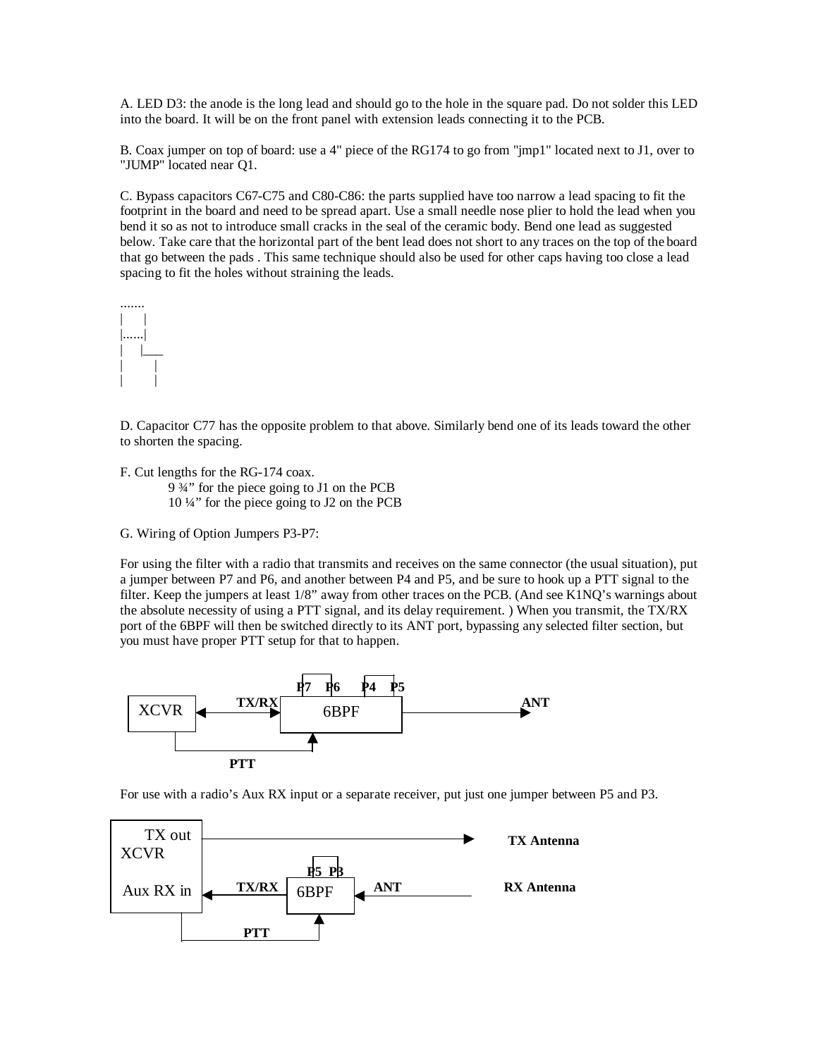A. LED D3: the anode is the long lead and should go to the hole in the square pad. Do not solder this LED into the board. It will be on the front panel with extension leads connecting it to the PCB.

B. Coax jumper on top of board: use a 4" piece of the RG174 to go from "jmp1" located next to J1, over to "JUMP" located near Q1.

C. Bypass capacitors C67-C75 and C80-C86: the parts supplied have too narrow a lead spacing to fit the footprint in the board and need to be spread apart. Use a small needle nose plier to hold the lead when you bend it so as not to introduce small cracks in the seal of the ceramic body. Bend one lead as suggested below. Take care that the horizontal part of the bent lead does not short to any traces on the top of the board that go between the pads . This same technique should also be used for other caps having too close a lead spacing to fit the holes without straining the leads.

```
.......
|     |
|......|
|     |___
|        |
|        |
```

D. Capacitor C77 has the opposite problem to that above. Similarly bend one of its leads toward the other to shorten the spacing.

F. Cut lengths for the RG-174 coax.

  9 ¾" for the piece going to J1 on the PCB
  10 ¼" for the piece going to J2 on the PCB

G. Wiring of Option Jumpers P3-P7:

For using the filter with a radio that transmits and receives on the same connector (the usual situation), put a jumper between P7 and P6, and another between P4 and P5, and be sure to hook up a PTT signal to the filter. Keep the jumpers at least 1/8" away from other traces on the PCB. (And see K1NQ's warnings about the absolute necessity of using a PTT signal, and its delay requirement. ) When you transmit, the TX/RX port of the 6BPF will then be switched directly to its ANT port, bypassing any selected filter section, but you must have proper PTT setup for that to happen.

```
                     P7   P6     P4   P5
                     +----+      +----+
+------+   TX/RX    +-------------------+                ANT
| XCVR |<---------->|       6BPF        |------------------->
+------+            +-------------------+
    |                         ^
    +-------------------------+
              PTT
```

For use with a radio's Aux RX input or a separate receiver, put just one jumper between P5 and P3.

```
+-----------+
|  TX out   |------------------------------------------>  TX Antenna
|  XCVR     |
|           |              P5  P3
|           |              +---+
| Aux RX in |<---TX/RX---| 6BPF |<---ANT-------------     RX Antenna
+-----------+            +------+
      |                     ^
      +---------------------+
               PTT
```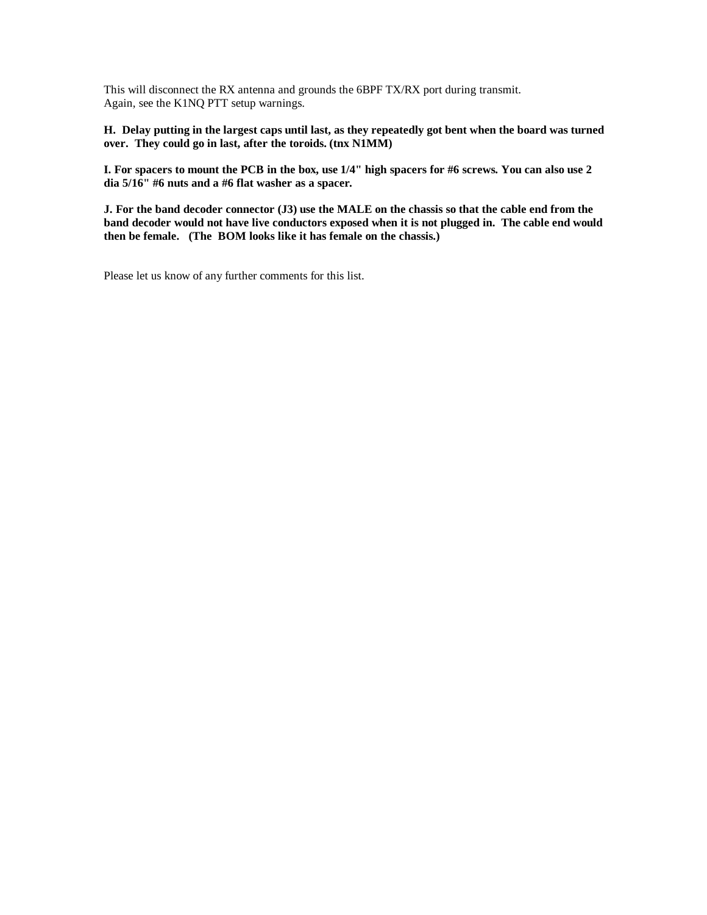This will disconnect the RX antenna and grounds the 6BPF TX/RX port during transmit.
Again, see the K1NQ PTT setup warnings.

**H. Delay putting in the largest caps until last, as they repeatedly got bent when the board was turned over. They could go in last, after the toroids. (tnx N1MM)**

**I. For spacers to mount the PCB in the box, use 1/4" high spacers for #6 screws. You can also use 2 dia 5/16" #6 nuts and a #6 flat washer as a spacer.**

**J. For the band decoder connector (J3) use the MALE on the chassis so that the cable end from the band decoder would not have live conductors exposed when it is not plugged in. The cable end would then be female. (The BOM looks like it has female on the chassis.)**

Please let us know of any further comments for this list.